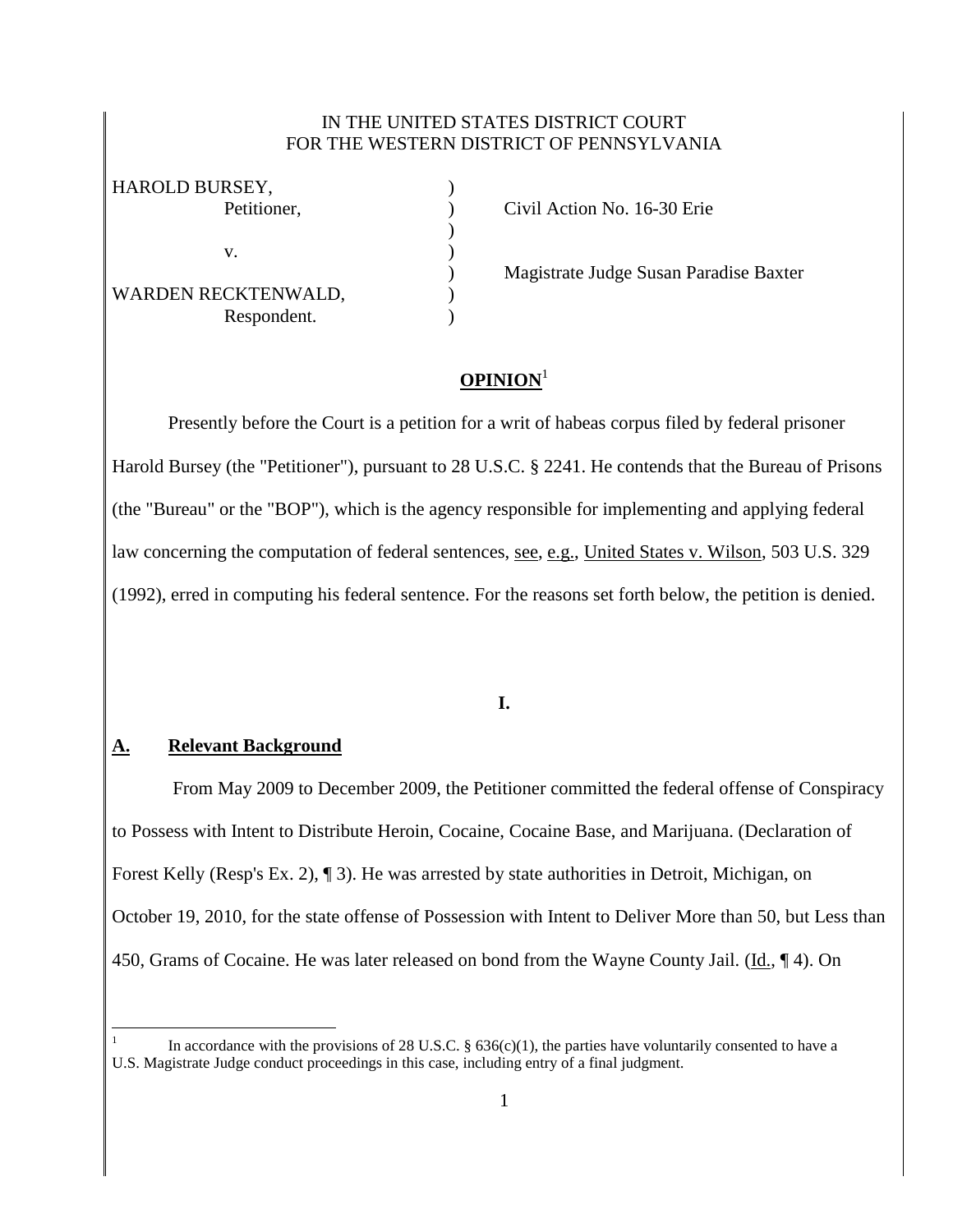IN THE UNITED STATES DISTRICT COURT
FOR THE WESTERN DISTRICT OF PENNSYLVANIA

| | | |
|---|---|---|
| HAROLD BURSEY, Petitioner, | ) | Civil Action No. 16-30 Erie |
| v. | ) | Magistrate Judge Susan Paradise Baxter |
| WARDEN RECKTENWALD, Respondent. | ) | |

**OPINION**[1]

Presently before the Court is a petition for a writ of habeas corpus filed by federal prisoner Harold Bursey (the "Petitioner"), pursuant to 28 U.S.C. § 2241. He contends that the Bureau of Prisons (the "Bureau" or the "BOP"), which is the agency responsible for implementing and applying federal law concerning the computation of federal sentences, see, e.g., United States v. Wilson, 503 U.S. 329 (1992), erred in computing his federal sentence. For the reasons set forth below, the petition is denied.

**I.**

## A. Relevant Background

From May 2009 to December 2009, the Petitioner committed the federal offense of Conspiracy to Possess with Intent to Distribute Heroin, Cocaine, Cocaine Base, and Marijuana. (Declaration of Forest Kelly (Resp's Ex. 2), ¶ 3). He was arrested by state authorities in Detroit, Michigan, on October 19, 2010, for the state offense of Possession with Intent to Deliver More than 50, but Less than 450, Grams of Cocaine. He was later released on bond from the Wayne County Jail. (Id., ¶ 4). On

[1] In accordance with the provisions of 28 U.S.C. § 636(c)(1), the parties have voluntarily consented to have a U.S. Magistrate Judge conduct proceedings in this case, including entry of a final judgment.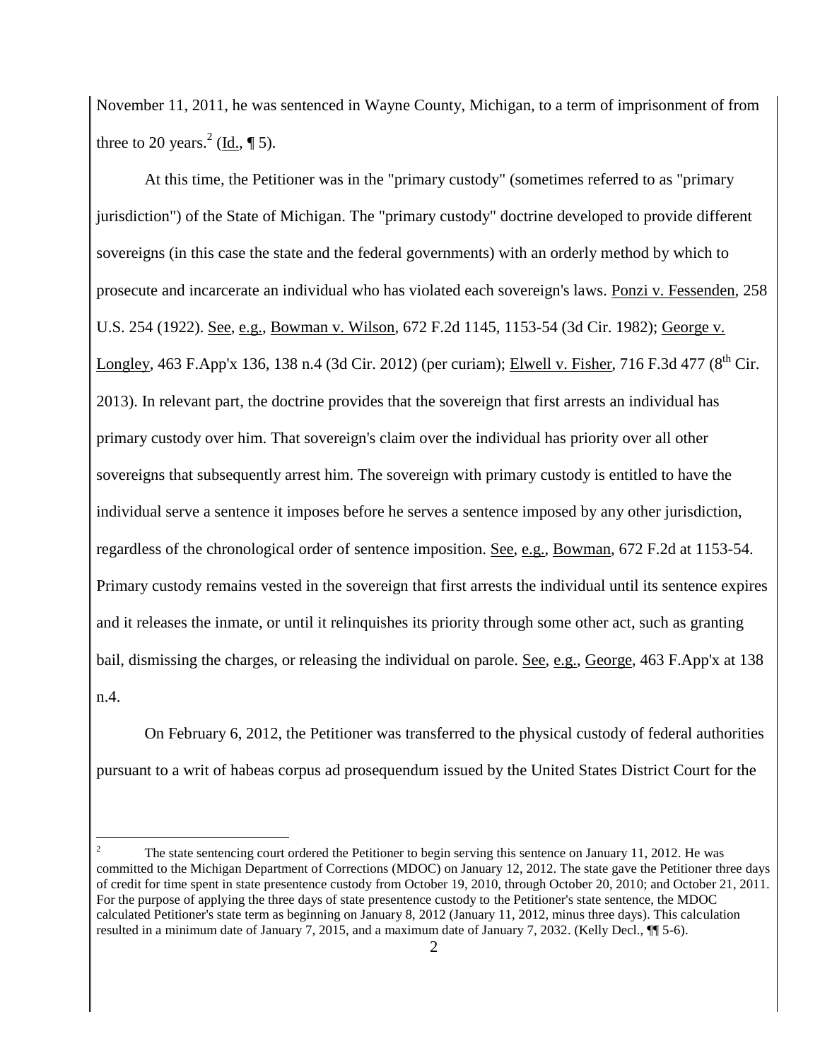November 11, 2011, he was sentenced in Wayne County, Michigan, to a term of imprisonment of from three to 20 years.[2] (Id., ¶ 5).

At this time, the Petitioner was in the "primary custody" (sometimes referred to as "primary jurisdiction") of the State of Michigan. The "primary custody" doctrine developed to provide different sovereigns (in this case the state and the federal governments) with an orderly method by which to prosecute and incarcerate an individual who has violated each sovereign's laws. Ponzi v. Fessenden, 258 U.S. 254 (1922). See, e.g., Bowman v. Wilson, 672 F.2d 1145, 1153-54 (3d Cir. 1982); George v. Longley, 463 F.App'x 136, 138 n.4 (3d Cir. 2012) (per curiam); Elwell v. Fisher, 716 F.3d 477 (8th Cir. 2013). In relevant part, the doctrine provides that the sovereign that first arrests an individual has primary custody over him. That sovereign's claim over the individual has priority over all other sovereigns that subsequently arrest him. The sovereign with primary custody is entitled to have the individual serve a sentence it imposes before he serves a sentence imposed by any other jurisdiction, regardless of the chronological order of sentence imposition. See, e.g., Bowman, 672 F.2d at 1153-54. Primary custody remains vested in the sovereign that first arrests the individual until its sentence expires and it releases the inmate, or until it relinquishes its priority through some other act, such as granting bail, dismissing the charges, or releasing the individual on parole. See, e.g., George, 463 F.App'x at 138 n.4.

On February 6, 2012, the Petitioner was transferred to the physical custody of federal authorities pursuant to a writ of habeas corpus ad prosequendum issued by the United States District Court for the

---

[2] The state sentencing court ordered the Petitioner to begin serving this sentence on January 11, 2012. He was committed to the Michigan Department of Corrections (MDOC) on January 12, 2012. The state gave the Petitioner three days of credit for time spent in state presentence custody from October 19, 2010, through October 20, 2010; and October 21, 2011. For the purpose of applying the three days of state presentence custody to the Petitioner's state sentence, the MDOC calculated Petitioner's state term as beginning on January 8, 2012 (January 11, 2012, minus three days). This calculation resulted in a minimum date of January 7, 2015, and a maximum date of January 7, 2032. (Kelly Decl., ¶¶ 5-6).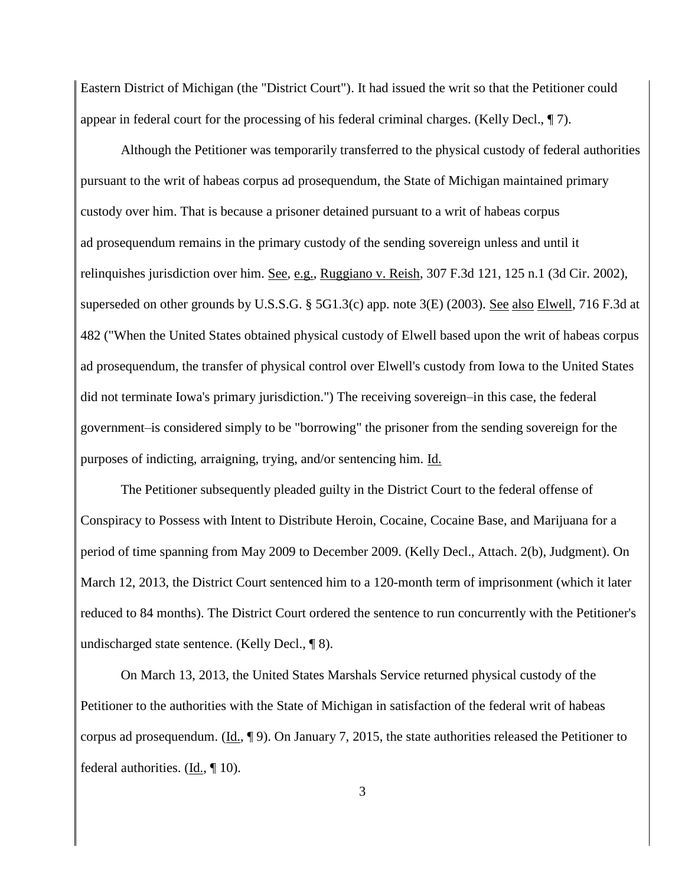Eastern District of Michigan (the "District Court"). It had issued the writ so that the Petitioner could appear in federal court for the processing of his federal criminal charges. (Kelly Decl., ¶ 7).

Although the Petitioner was temporarily transferred to the physical custody of federal authorities pursuant to the writ of habeas corpus ad prosequendum, the State of Michigan maintained primary custody over him. That is because a prisoner detained pursuant to a writ of habeas corpus ad prosequendum remains in the primary custody of the sending sovereign unless and until it relinquishes jurisdiction over him. See, e.g., Ruggiano v. Reish, 307 F.3d 121, 125 n.1 (3d Cir. 2002), superseded on other grounds by U.S.S.G. § 5G1.3(c) app. note 3(E) (2003). See also Elwell, 716 F.3d at 482 ("When the United States obtained physical custody of Elwell based upon the writ of habeas corpus ad prosequendum, the transfer of physical control over Elwell's custody from Iowa to the United States did not terminate Iowa's primary jurisdiction.") The receiving sovereign–in this case, the federal government–is considered simply to be "borrowing" the prisoner from the sending sovereign for the purposes of indicting, arraigning, trying, and/or sentencing him. Id.

The Petitioner subsequently pleaded guilty in the District Court to the federal offense of Conspiracy to Possess with Intent to Distribute Heroin, Cocaine, Cocaine Base, and Marijuana for a period of time spanning from May 2009 to December 2009. (Kelly Decl., Attach. 2(b), Judgment). On March 12, 2013, the District Court sentenced him to a 120-month term of imprisonment (which it later reduced to 84 months). The District Court ordered the sentence to run concurrently with the Petitioner's undischarged state sentence. (Kelly Decl., ¶ 8).

On March 13, 2013, the United States Marshals Service returned physical custody of the Petitioner to the authorities with the State of Michigan in satisfaction of the federal writ of habeas corpus ad prosequendum. (Id., ¶ 9). On January 7, 2015, the state authorities released the Petitioner to federal authorities. (Id., ¶ 10).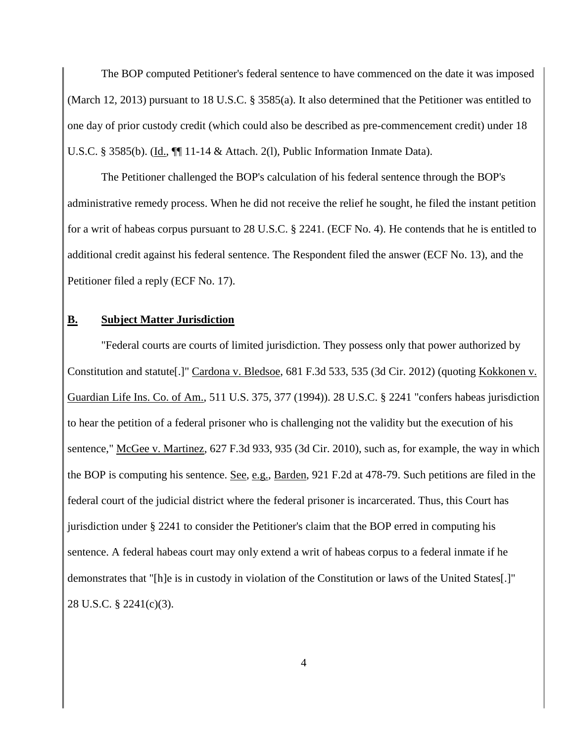The BOP computed Petitioner's federal sentence to have commenced on the date it was imposed (March 12, 2013) pursuant to 18 U.S.C. § 3585(a). It also determined that the Petitioner was entitled to one day of prior custody credit (which could also be described as pre-commencement credit) under 18 U.S.C. § 3585(b). (Id., ¶¶ 11-14 & Attach. 2(l), Public Information Inmate Data).

The Petitioner challenged the BOP's calculation of his federal sentence through the BOP's administrative remedy process. When he did not receive the relief he sought, he filed the instant petition for a writ of habeas corpus pursuant to 28 U.S.C. § 2241. (ECF No. 4). He contends that he is entitled to additional credit against his federal sentence. The Respondent filed the answer (ECF No. 13), and the Petitioner filed a reply (ECF No. 17).

## B. Subject Matter Jurisdiction

"Federal courts are courts of limited jurisdiction. They possess only that power authorized by Constitution and statute[.]" Cardona v. Bledsoe, 681 F.3d 533, 535 (3d Cir. 2012) (quoting Kokkonen v. Guardian Life Ins. Co. of Am., 511 U.S. 375, 377 (1994)). 28 U.S.C. § 2241 "confers habeas jurisdiction to hear the petition of a federal prisoner who is challenging not the validity but the execution of his sentence," McGee v. Martinez, 627 F.3d 933, 935 (3d Cir. 2010), such as, for example, the way in which the BOP is computing his sentence. See, e.g., Barden, 921 F.2d at 478-79. Such petitions are filed in the federal court of the judicial district where the federal prisoner is incarcerated. Thus, this Court has jurisdiction under § 2241 to consider the Petitioner's claim that the BOP erred in computing his sentence. A federal habeas court may only extend a writ of habeas corpus to a federal inmate if he demonstrates that "[h]e is in custody in violation of the Constitution or laws of the United States[.]" 28 U.S.C. § 2241(c)(3).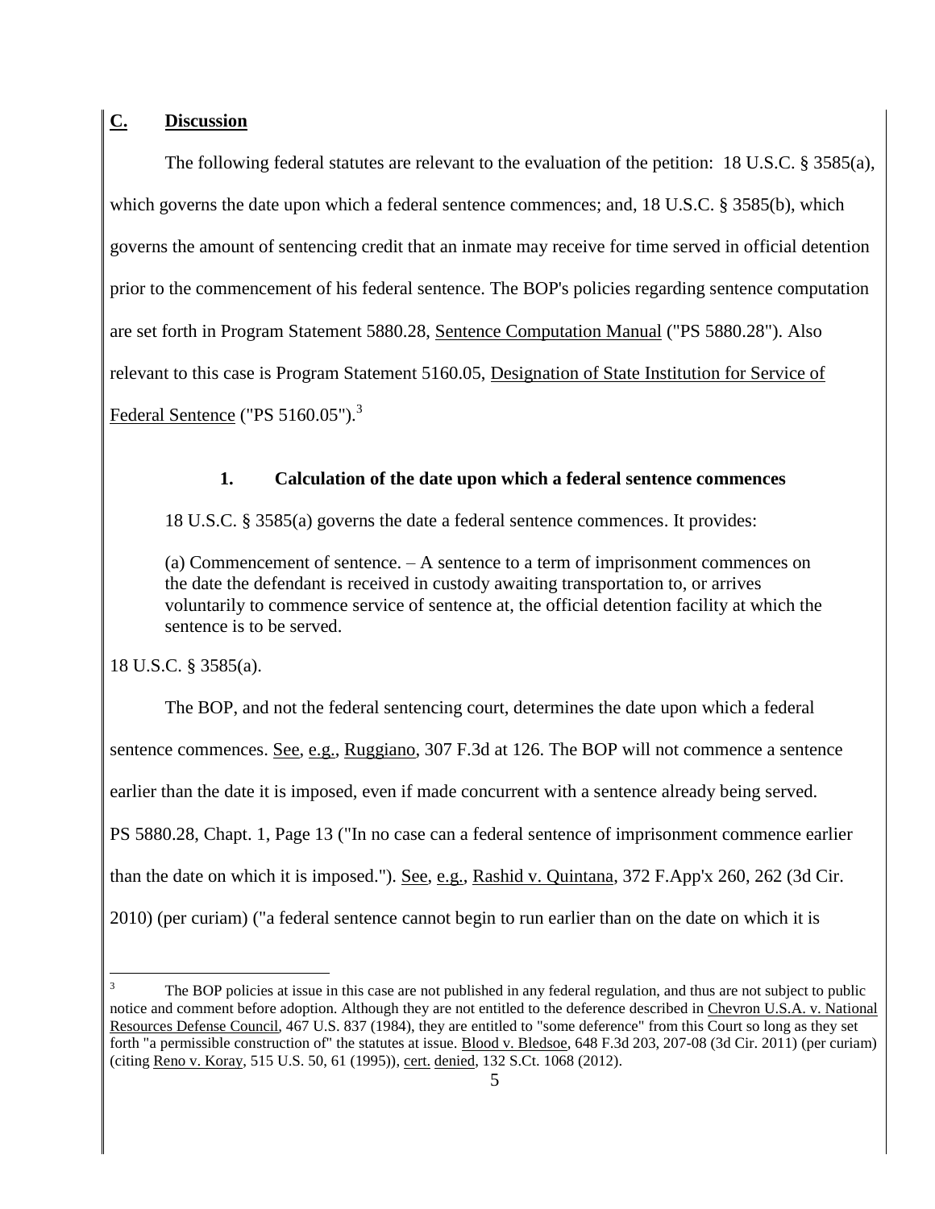## C. Discussion

The following federal statutes are relevant to the evaluation of the petition: 18 U.S.C. § 3585(a), which governs the date upon which a federal sentence commences; and, 18 U.S.C. § 3585(b), which governs the amount of sentencing credit that an inmate may receive for time served in official detention prior to the commencement of his federal sentence. The BOP's policies regarding sentence computation are set forth in Program Statement 5880.28, Sentence Computation Manual ("PS 5880.28"). Also relevant to this case is Program Statement 5160.05, Designation of State Institution for Service of Federal Sentence ("PS 5160.05").[3]

### 1. Calculation of the date upon which a federal sentence commences

18 U.S.C. § 3585(a) governs the date a federal sentence commences. It provides:

> (a) Commencement of sentence. – A sentence to a term of imprisonment commences on the date the defendant is received in custody awaiting transportation to, or arrives voluntarily to commence service of sentence at, the official detention facility at which the sentence is to be served.

18 U.S.C. § 3585(a).

The BOP, and not the federal sentencing court, determines the date upon which a federal sentence commences. See, e.g., Ruggiano, 307 F.3d at 126. The BOP will not commence a sentence earlier than the date it is imposed, even if made concurrent with a sentence already being served. PS 5880.28, Chapt. 1, Page 13 ("In no case can a federal sentence of imprisonment commence earlier than the date on which it is imposed."). See, e.g., Rashid v. Quintana, 372 F.App'x 260, 262 (3d Cir. 2010) (per curiam) ("a federal sentence cannot begin to run earlier than on the date on which it is

---

[3] The BOP policies at issue in this case are not published in any federal regulation, and thus are not subject to public notice and comment before adoption. Although they are not entitled to the deference described in Chevron U.S.A. v. National Resources Defense Council, 467 U.S. 837 (1984), they are entitled to "some deference" from this Court so long as they set forth "a permissible construction of" the statutes at issue. Blood v. Bledsoe, 648 F.3d 203, 207-08 (3d Cir. 2011) (per curiam) (citing Reno v. Koray, 515 U.S. 50, 61 (1995)), cert. denied, 132 S.Ct. 1068 (2012).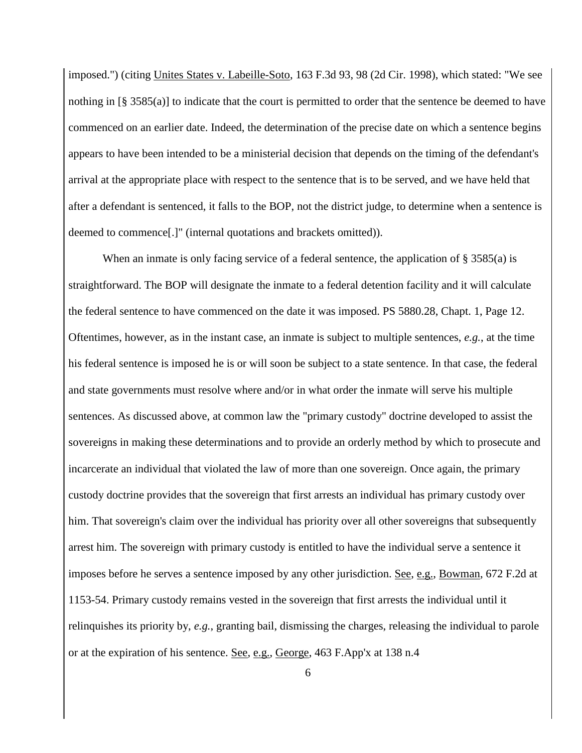imposed.") (citing Unites States v. Labeille-Soto, 163 F.3d 93, 98 (2d Cir. 1998), which stated: "We see nothing in [§ 3585(a)] to indicate that the court is permitted to order that the sentence be deemed to have commenced on an earlier date. Indeed, the determination of the precise date on which a sentence begins appears to have been intended to be a ministerial decision that depends on the timing of the defendant's arrival at the appropriate place with respect to the sentence that is to be served, and we have held that after a defendant is sentenced, it falls to the BOP, not the district judge, to determine when a sentence is deemed to commence[.]" (internal quotations and brackets omitted)).

When an inmate is only facing service of a federal sentence, the application of § 3585(a) is straightforward. The BOP will designate the inmate to a federal detention facility and it will calculate the federal sentence to have commenced on the date it was imposed. PS 5880.28, Chapt. 1, Page 12. Oftentimes, however, as in the instant case, an inmate is subject to multiple sentences, *e.g.*, at the time his federal sentence is imposed he is or will soon be subject to a state sentence. In that case, the federal and state governments must resolve where and/or in what order the inmate will serve his multiple sentences. As discussed above, at common law the "primary custody" doctrine developed to assist the sovereigns in making these determinations and to provide an orderly method by which to prosecute and incarcerate an individual that violated the law of more than one sovereign. Once again, the primary custody doctrine provides that the sovereign that first arrests an individual has primary custody over him. That sovereign's claim over the individual has priority over all other sovereigns that subsequently arrest him. The sovereign with primary custody is entitled to have the individual serve a sentence it imposes before he serves a sentence imposed by any other jurisdiction. See, e.g., Bowman, 672 F.2d at 1153-54. Primary custody remains vested in the sovereign that first arrests the individual until it relinquishes its priority by, *e.g.*, granting bail, dismissing the charges, releasing the individual to parole or at the expiration of his sentence. See, e.g., George, 463 F.App'x at 138 n.4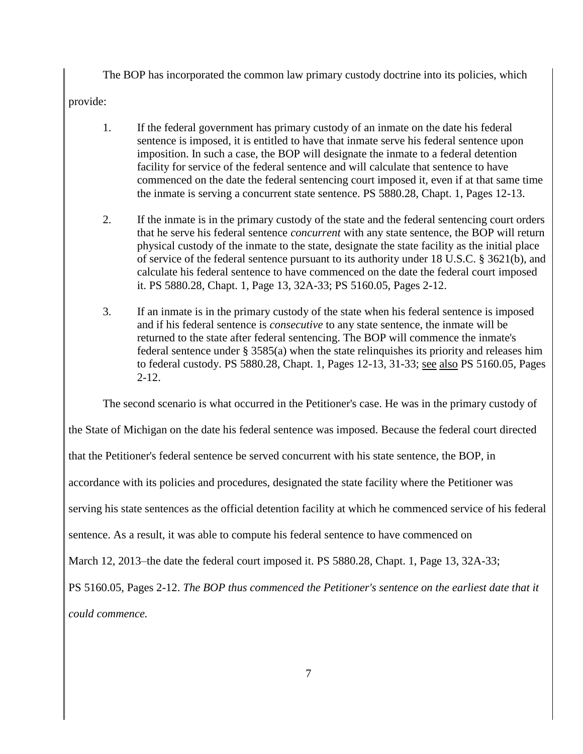The BOP has incorporated the common law primary custody doctrine into its policies, which provide:

1. If the federal government has primary custody of an inmate on the date his federal sentence is imposed, it is entitled to have that inmate serve his federal sentence upon imposition. In such a case, the BOP will designate the inmate to a federal detention facility for service of the federal sentence and will calculate that sentence to have commenced on the date the federal sentencing court imposed it, even if at that same time the inmate is serving a concurrent state sentence. PS 5880.28, Chapt. 1, Pages 12-13.

2. If the inmate is in the primary custody of the state and the federal sentencing court orders that he serve his federal sentence *concurrent* with any state sentence, the BOP will return physical custody of the inmate to the state, designate the state facility as the initial place of service of the federal sentence pursuant to its authority under 18 U.S.C. § 3621(b), and calculate his federal sentence to have commenced on the date the federal court imposed it. PS 5880.28, Chapt. 1, Page 13, 32A-33; PS 5160.05, Pages 2-12.

3. If an inmate is in the primary custody of the state when his federal sentence is imposed and if his federal sentence is *consecutive* to any state sentence, the inmate will be returned to the state after federal sentencing. The BOP will commence the inmate's federal sentence under § 3585(a) when the state relinquishes its priority and releases him to federal custody. PS 5880.28, Chapt. 1, Pages 12-13, 31-33; see also PS 5160.05, Pages 2-12.

The second scenario is what occurred in the Petitioner's case. He was in the primary custody of the State of Michigan on the date his federal sentence was imposed. Because the federal court directed that the Petitioner's federal sentence be served concurrent with his state sentence, the BOP, in accordance with its policies and procedures, designated the state facility where the Petitioner was serving his state sentences as the official detention facility at which he commenced service of his federal sentence. As a result, it was able to compute his federal sentence to have commenced on March 12, 2013–the date the federal court imposed it. PS 5880.28, Chapt. 1, Page 13, 32A-33; PS 5160.05, Pages 2-12. *The BOP thus commenced the Petitioner's sentence on the earliest date that it could commence.*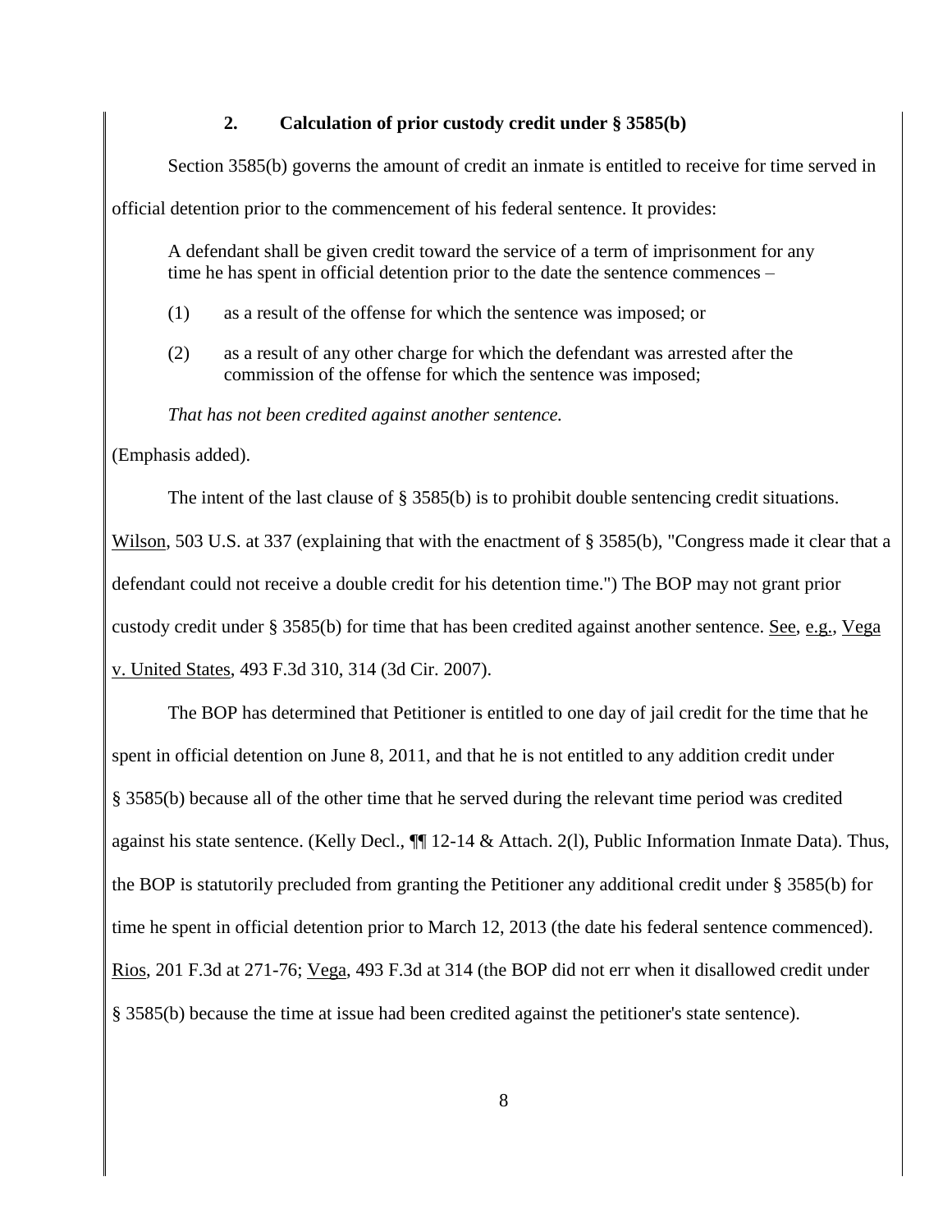### 2. Calculation of prior custody credit under § 3585(b)

Section 3585(b) governs the amount of credit an inmate is entitled to receive for time served in official detention prior to the commencement of his federal sentence. It provides:

> A defendant shall be given credit toward the service of a term of imprisonment for any time he has spent in official detention prior to the date the sentence commences –
>
> (1) as a result of the offense for which the sentence was imposed; or
>
> (2) as a result of any other charge for which the defendant was arrested after the commission of the offense for which the sentence was imposed;
>
> *That has not been credited against another sentence.*

(Emphasis added).

The intent of the last clause of § 3585(b) is to prohibit double sentencing credit situations. Wilson, 503 U.S. at 337 (explaining that with the enactment of § 3585(b), "Congress made it clear that a defendant could not receive a double credit for his detention time.") The BOP may not grant prior custody credit under § 3585(b) for time that has been credited against another sentence. See, e.g., Vega v. United States, 493 F.3d 310, 314 (3d Cir. 2007).

The BOP has determined that Petitioner is entitled to one day of jail credit for the time that he spent in official detention on June 8, 2011, and that he is not entitled to any addition credit under § 3585(b) because all of the other time that he served during the relevant time period was credited against his state sentence. (Kelly Decl., ¶¶ 12-14 & Attach. 2(l), Public Information Inmate Data). Thus, the BOP is statutorily precluded from granting the Petitioner any additional credit under § 3585(b) for time he spent in official detention prior to March 12, 2013 (the date his federal sentence commenced). Rios, 201 F.3d at 271-76; Vega, 493 F.3d at 314 (the BOP did not err when it disallowed credit under § 3585(b) because the time at issue had been credited against the petitioner's state sentence).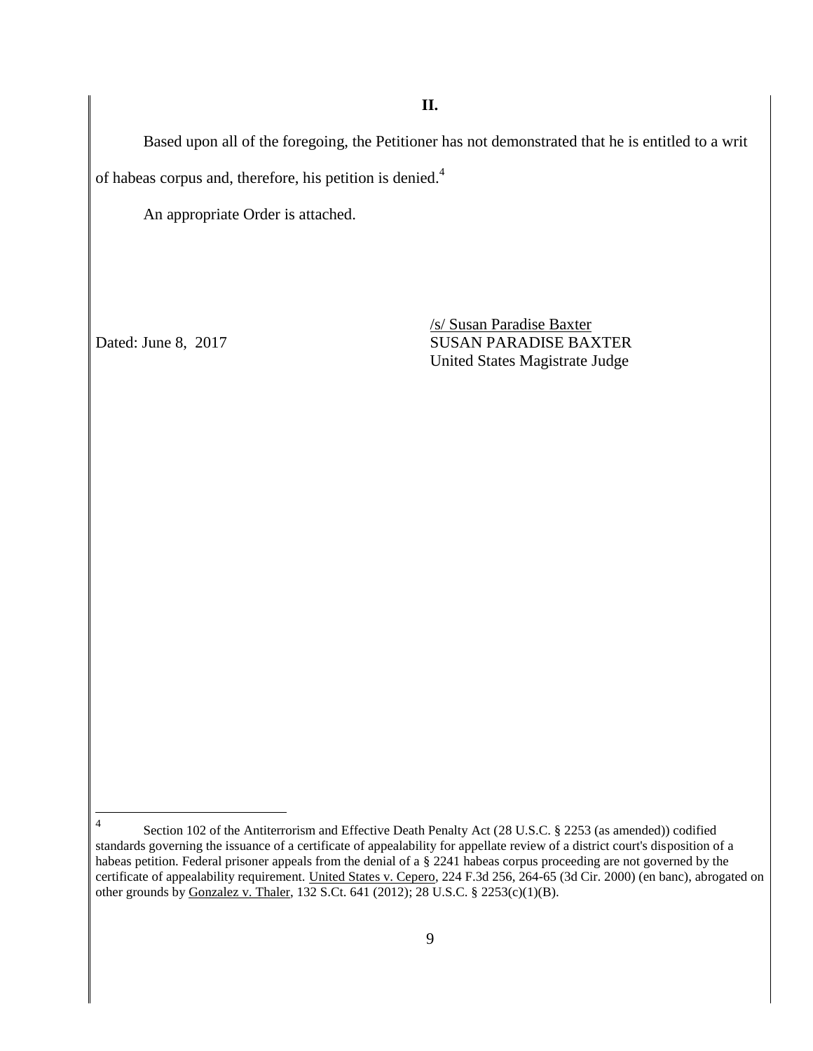## II.

Based upon all of the foregoing, the Petitioner has not demonstrated that he is entitled to a writ of habeas corpus and, therefore, his petition is denied.[4]

An appropriate Order is attached.

/s/ Susan Paradise Baxter
SUSAN PARADISE BAXTER
United States Magistrate Judge

Dated: June 8, 2017

---

[4] Section 102 of the Antiterrorism and Effective Death Penalty Act (28 U.S.C. § 2253 (as amended)) codified standards governing the issuance of a certificate of appealability for appellate review of a district court's disposition of a habeas petition. Federal prisoner appeals from the denial of a § 2241 habeas corpus proceeding are not governed by the certificate of appealability requirement. United States v. Cepero, 224 F.3d 256, 264-65 (3d Cir. 2000) (en banc), abrogated on other grounds by Gonzalez v. Thaler, 132 S.Ct. 641 (2012); 28 U.S.C. § 2253(c)(1)(B).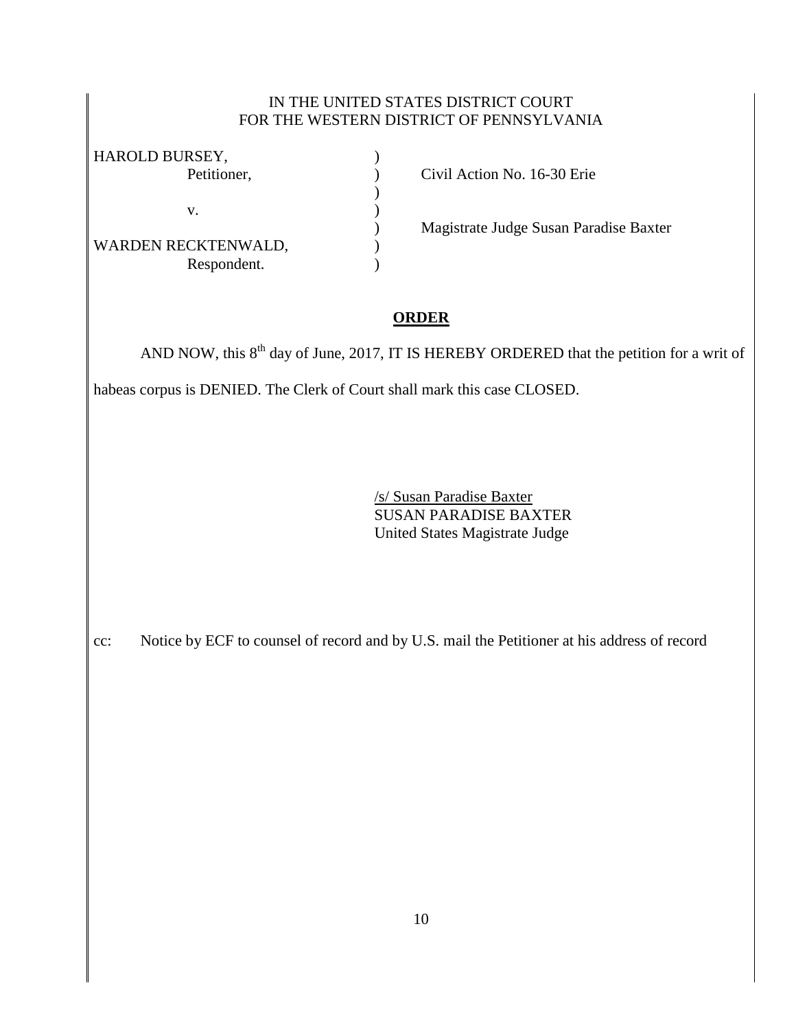IN THE UNITED STATES DISTRICT COURT
FOR THE WESTERN DISTRICT OF PENNSYLVANIA

| | | |
|---|---|---|
| HAROLD BURSEY, | ) | |
| Petitioner, | ) | Civil Action No. 16-30 Erie |
| | ) | |
| v. | ) | |
| | ) | Magistrate Judge Susan Paradise Baxter |
| WARDEN RECKTENWALD, | ) | |
| Respondent. | ) | |

## ORDER

AND NOW, this 8th day of June, 2017, IT IS HEREBY ORDERED that the petition for a writ of habeas corpus is DENIED. The Clerk of Court shall mark this case CLOSED.

/s/ Susan Paradise Baxter
SUSAN PARADISE BAXTER
United States Magistrate Judge

cc: Notice by ECF to counsel of record and by U.S. mail the Petitioner at his address of record